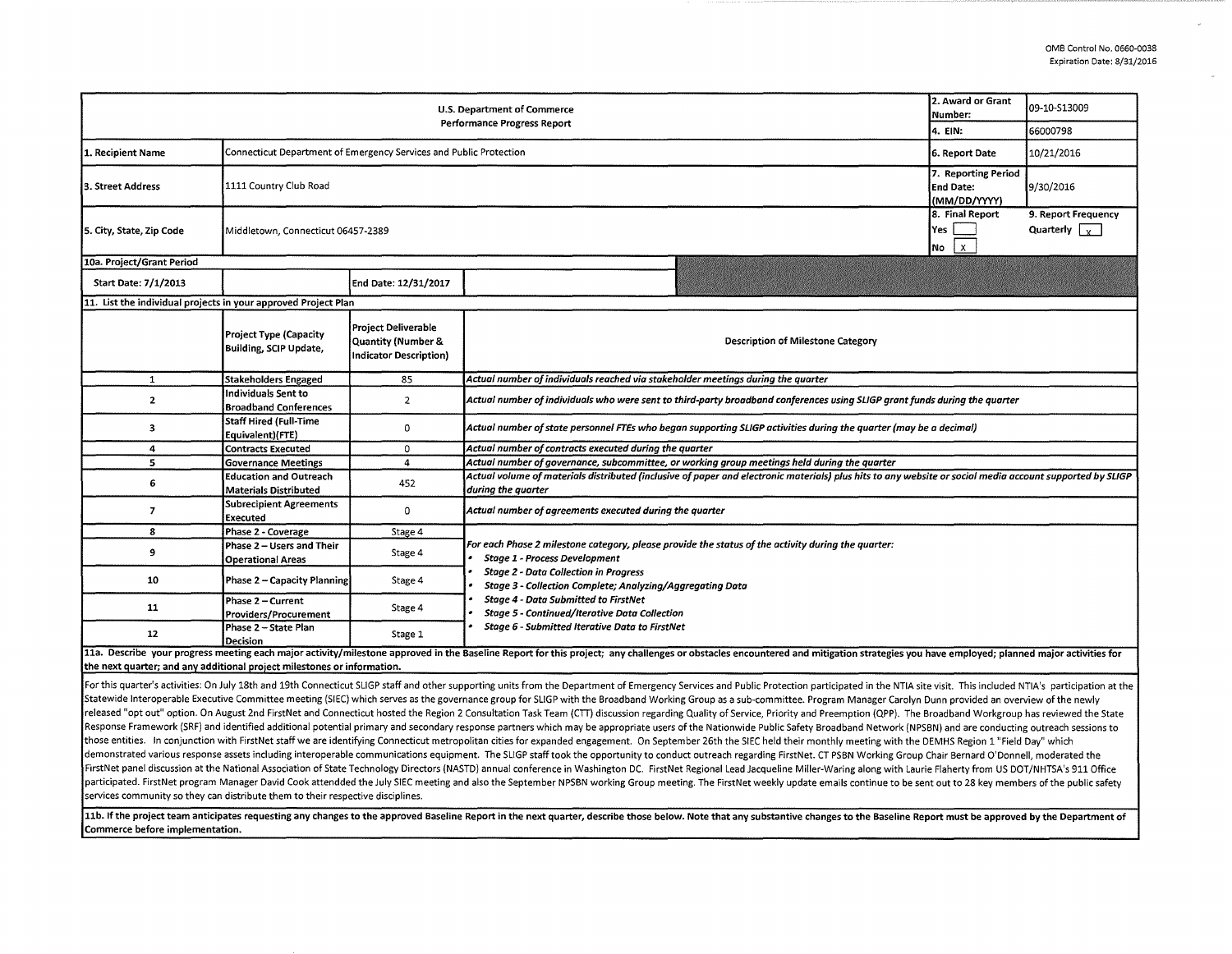OMB Control No. 0660-0038
Expiration Date: 8/31/2016

| U.S. Department of Commerce Performance Progress Report | | 2. Award or Grant Number: | 09-10-S13009 |
|---|---|---|---|
| | | 4. EIN: | 66000798 |
| 1. Recipient Name | Connecticut Department of Emergency Services and Public Protection | 6. Report Date | 10/21/2016 |
| 3. Street Address | 1111 Country Club Road | 7. Reporting Period End Date: (MM/DD/YYYY) | 9/30/2016 |
| 5. City, State, Zip Code | Middletown, Connecticut 06457-2389 | 8. Final Report Yes [ ] No [X] | 9. Report Frequency Quarterly [X] |

| 10a. Project/Grant Period | | | |
|---|---|---|---|
| Start Date: 7/1/2013 | | End Date: 12/31/2017 | |

11. List the individual projects in your approved Project Plan

| | Project Type (Capacity Building, SCIP Update, | Project Deliverable Quantity (Number & Indicator Description) | Description of Milestone Category |
|---|---|---|---|
| 1 | Stakeholders Engaged | 85 | *Actual number of individuals reached via stakeholder meetings during the quarter* |
| 2 | Individuals Sent to Broadband Conferences | 2 | *Actual number of individuals who were sent to third-party broadband conferences using SLIGP grant funds during the quarter* |
| 3 | Staff Hired (Full-Time Equivalent)(FTE) | 0 | *Actual number of state personnel FTEs who began supporting SLIGP activities during the quarter (may be a decimal)* |
| 4 | Contracts Executed | 0 | *Actual number of contracts executed during the quarter* |
| 5 | Governance Meetings | 4 | *Actual number of governance, subcommittee, or working group meetings held during the quarter* |
| 6 | Education and Outreach Materials Distributed | 452 | *Actual volume of materials distributed (inclusive of paper and electronic materials) plus hits to any website or social media account supported by SLIGP during the quarter* |
| 7 | Subrecipient Agreements Executed | 0 | *Actual number of agreements executed during the quarter* |
| 8 | Phase 2 - Coverage | Stage 4 | *For each Phase 2 milestone category, please provide the status of the activity during the quarter:* <br>• *Stage 1 - Process Development* <br>• *Stage 2 - Data Collection in Progress* <br>• *Stage 3 - Collection Complete; Analyzing/Aggregating Data* <br>• *Stage 4 - Data Submitted to FirstNet* <br>• *Stage 5 - Continued/Iterative Data Collection* <br>• *Stage 6 - Submitted Iterative Data to FirstNet* |
| 9 | Phase 2 – Users and Their Operational Areas | Stage 4 | |
| 10 | Phase 2 – Capacity Planning | Stage 4 | |
| 11 | Phase 2 – Current Providers/Procurement | Stage 4 | |
| 12 | Phase 2 – State Plan Decision | Stage 1 | |

**11a. Describe your progress meeting each major activity/milestone approved in the Baseline Report for this project; any challenges or obstacles encountered and mitigation strategies you have employed; planned major activities for the next quarter; and any additional project milestones or information.**

For this quarter's activities: On July 18th and 19th Connecticut SLIGP staff and other supporting units from the Department of Emergency Services and Public Protection participated in the NTIA site visit. This included NTIA's participation at the Statewide Interoperable Executive Committee meeting (SIEC) which serves as the governance group for SLIGP with the Broadband Working Group as a sub-committee. Program Manager Carolyn Dunn provided an overview of the newly released "opt out" option. On August 2nd FirstNet and Connecticut hosted the Region 2 Consultation Task Team (CTT) discussion regarding Quality of Service, Priority and Preemption (QPP). The Broadband Workgroup has reviewed the State Response Framework (SRF) and identified additional potential primary and secondary response partners which may be appropriate users of the Nationwide Public Safety Broadband Network (NPSBN) and are conducting outreach sessions to those entities. In conjunction with FirstNet staff we are identifying Connecticut metropolitan cities for expanded engagement. On September 26th the SIEC held their monthly meeting with the DEMHS Region 1 "Field Day" which demonstrated various response assets including interoperable communications equipment. The SLIGP staff took the opportunity to conduct outreach regarding FirstNet. CT PSBN Working Group Chair Bernard O'Donnell, moderated the FirstNet panel discussion at the National Association of State Technology Directors (NASTD) annual conference in Washington DC. FirstNet Regional Lead Jacqueline Miller-Waring along with Laurie Flaherty from US DOT/NHTSA's 911 Office participated. FirstNet program Manager David Cook attendded the July SIEC meeting and also the September NPSBN working Group meeting. The FirstNet weekly update emails continue to be sent out to 28 key members of the public safety services community so they can distribute them to their respective disciplines.

**11b. If the project team anticipates requesting any changes to the approved Baseline Report in the next quarter, describe those below. Note that any substantive changes to the Baseline Report must be approved by the Department of Commerce before implementation.**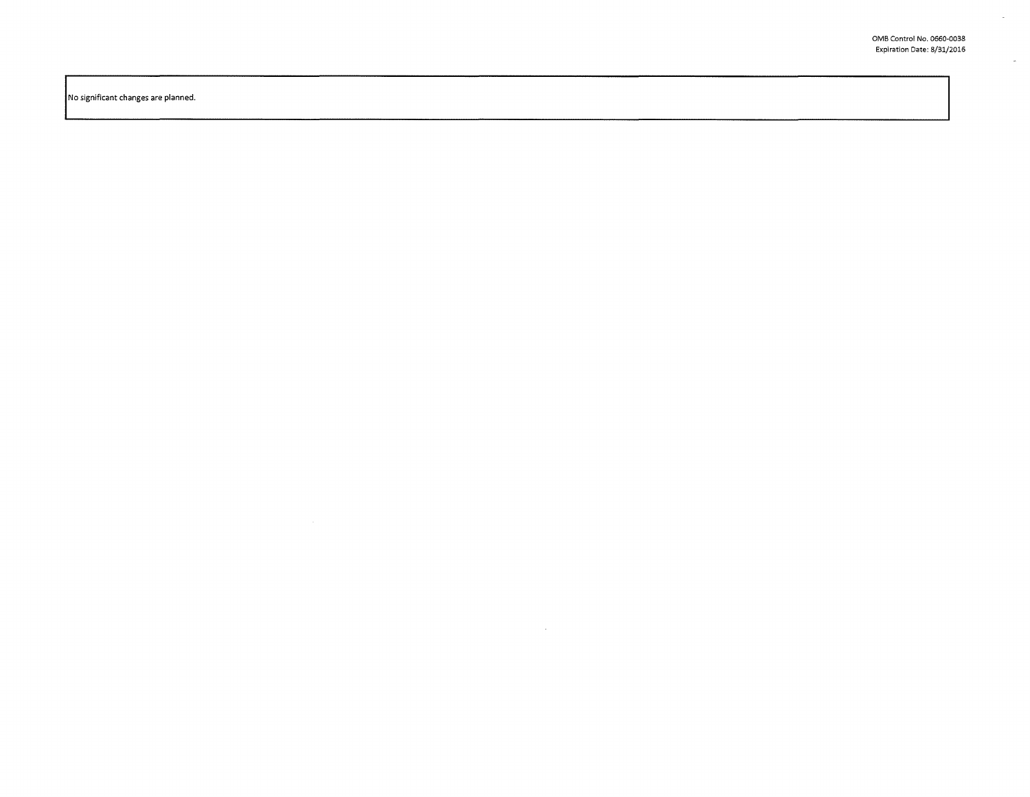No significant changes are planned.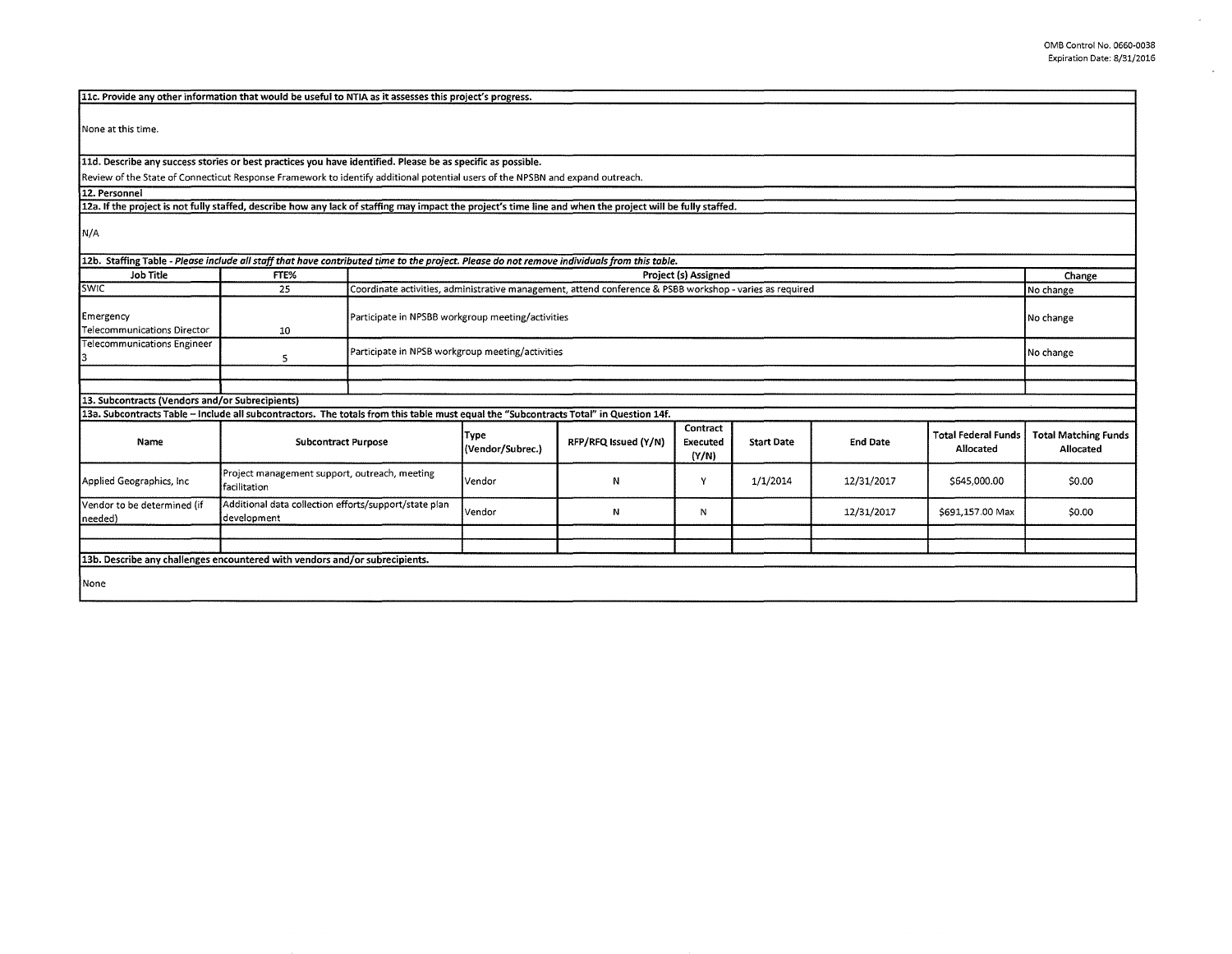**11c. Provide any other information that would be useful to NTIA as it assesses this project's progress.**

None at this time.

**11d. Describe any success stories or best practices you have identified. Please be as specific as possible.**

Review of the State of Connecticut Response Framework to identify additional potential users of the NPSBN and expand outreach.

**12. Personnel**

**12a. If the project is not fully staffed, describe how any lack of staffing may impact the project's time line and when the project will be fully staffed.**

N/A

**12b. Staffing Table -** ***Please include all staff that have contributed time to the project. Please do not remove individuals from this table.***

| Job Title | FTE% | Project (s) Assigned | Change |
|---|---|---|---|
| SWIC | 25 | Coordinate activities, administrative management, attend conference & PSBB workshop - varies as required | No change |
| Emergency Telecommunications Director | 10 | Participate in NPSBB workgroup meeting/activities | No change |
| Telecommunications Engineer 3 | 5 | Participate in NPSB workgroup meeting/activities | No change |
| | | | |
| | | | |

**13. Subcontracts (Vendors and/or Subrecipients)**

**13a. Subcontracts Table – Include all subcontractors. The totals from this table must equal the "Subcontracts Total" in Question 14f.**

| Name | Subcontract Purpose | Type (Vendor/Subrec.) | RFP/RFQ Issued (Y/N) | Contract Executed (Y/N) | Start Date | End Date | Total Federal Funds Allocated | Total Matching Funds Allocated |
|---|---|---|---|---|---|---|---|---|
| Applied Geographics, Inc | Project management support, outreach, meeting facilitation | Vendor | N | Y | 1/1/2014 | 12/31/2017 | $645,000.00 | $0.00 |
| Vendor to be determined (if needed) | Additional data collection efforts/support/state plan development | Vendor | N | N | | 12/31/2017 | $691,157.00 Max | $0.00 |
| | | | | | | | | |
| | | | | | | | | |

**13b. Describe any challenges encountered with vendors and/or subrecipients.**

None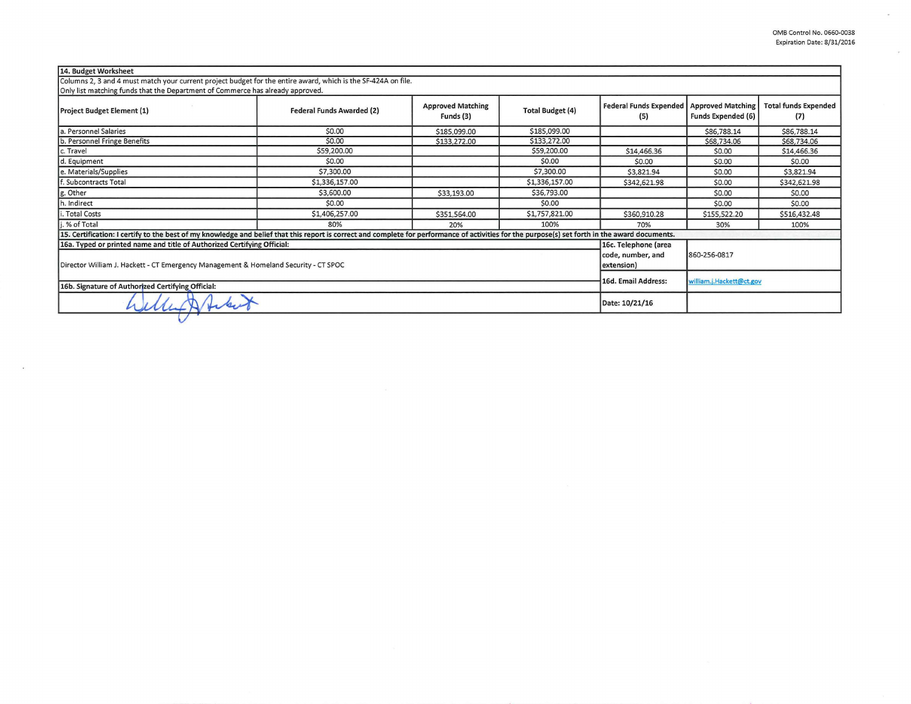OMB Control No. 0660-0038
Expiration Date: 8/31/2016

## 14. Budget Worksheet

Columns 2, 3 and 4 must match your current project budget for the entire award, which is the SF-424A on file.
Only list matching funds that the Department of Commerce has already approved.

| Project Budget Element (1) | Federal Funds Awarded (2) | Approved Matching Funds (3) | Total Budget (4) | Federal Funds Expended (5) | Approved Matching Funds Expended (6) | Total funds Expended (7) |
|---|---|---|---|---|---|---|
| a. Personnel Salaries | $0.00 | $185,099.00 | $185,099.00 | | $86,788.14 | $86,788.14 |
| b. Personnel Fringe Benefits | $0.00 | $133,272.00 | $133,272.00 | | $68,734.06 | $68,734.06 |
| c. Travel | $59,200.00 | | $59,200.00 | $14,466.36 | $0.00 | $14,466.36 |
| d. Equipment | $0.00 | | $0.00 | $0.00 | $0.00 | $0.00 |
| e. Materials/Supplies | $7,300.00 | | $7,300.00 | $3,821.94 | $0.00 | $3,821.94 |
| f. Subcontracts Total | $1,336,157.00 | | $1,336,157.00 | $342,621.98 | $0.00 | $342,621.98 |
| g. Other | $3,600.00 | $33,193.00 | $36,793.00 | | $0.00 | $0.00 |
| h. Indirect | $0.00 | | $0.00 | | $0.00 | $0.00 |
| i. Total Costs | $1,406,257.00 | $351,564.00 | $1,757,821.00 | $360,910.28 | $155,522.20 | $516,432.48 |
| j. % of Total | 80% | 20% | 100% | 70% | 30% | 100% |

**15. Certification: I certify to the best of my knowledge and belief that this report is correct and complete for performance of activities for the purpose(s) set forth in the award documents.**

| | | |
|---|---|---|
| **16a. Typed or printed name and title of Authorized Certifying Official:** Director William J. Hackett - CT Emergency Management & Homeland Security - CT SPOC | **16c. Telephone (area code, number, and extension)** | 860-256-0817 |
| **16b. Signature of Authorized Certifying Official:** | **16d. Email Address:** | william.j.Hackett@ct.gov |
| [signature] | **Date: 10/21/16** | |